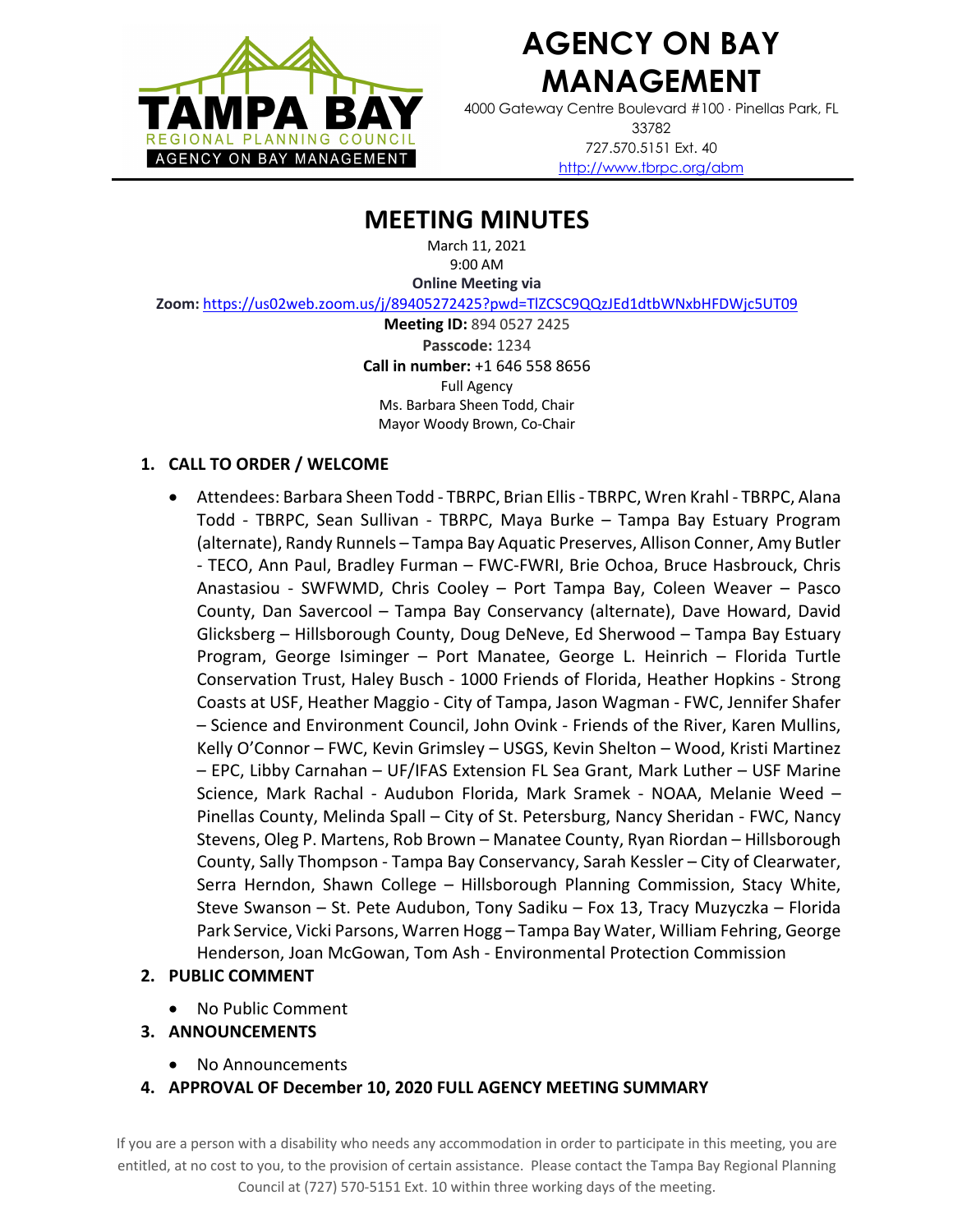# AGENCY ON BAY MANAGEMENT

4000 Gateway Centre Boulevard #100 · Pinellas Park, FL 33782
727.570.5151 Ext. 40
http://www.tbrpc.org/abm

## MEETING MINUTES

March 11, 2021
9:00 AM
**Online Meeting via**
**Zoom:** https://us02web.zoom.us/j/89405272425?pwd=TlZCSC9QQzJEd1dtbWNxbHFDWjc5UT09
**Meeting ID:** 894 0527 2425
**Passcode:** 1234
**Call in number:** +1 646 558 8656
Full Agency
Ms. Barbara Sheen Todd, Chair
Mayor Woody Brown, Co-Chair

### 1. CALL TO ORDER / WELCOME

- Attendees: Barbara Sheen Todd - TBRPC, Brian Ellis - TBRPC, Wren Krahl - TBRPC, Alana Todd - TBRPC, Sean Sullivan - TBRPC, Maya Burke – Tampa Bay Estuary Program (alternate), Randy Runnels – Tampa Bay Aquatic Preserves, Allison Conner, Amy Butler - TECO, Ann Paul, Bradley Furman – FWC-FWRI, Brie Ochoa, Bruce Hasbrouck, Chris Anastasiou - SWFWMD, Chris Cooley – Port Tampa Bay, Coleen Weaver – Pasco County, Dan Savercool – Tampa Bay Conservancy (alternate), Dave Howard, David Glicksberg – Hillsborough County, Doug DeNeve, Ed Sherwood – Tampa Bay Estuary Program, George Isiminger – Port Manatee, George L. Heinrich – Florida Turtle Conservation Trust, Haley Busch - 1000 Friends of Florida, Heather Hopkins - Strong Coasts at USF, Heather Maggio - City of Tampa, Jason Wagman - FWC, Jennifer Shafer – Science and Environment Council, John Ovink - Friends of the River, Karen Mullins, Kelly O'Connor – FWC, Kevin Grimsley – USGS, Kevin Shelton – Wood, Kristi Martinez – EPC, Libby Carnahan – UF/IFAS Extension FL Sea Grant, Mark Luther – USF Marine Science, Mark Rachal - Audubon Florida, Mark Sramek - NOAA, Melanie Weed – Pinellas County, Melinda Spall – City of St. Petersburg, Nancy Sheridan - FWC, Nancy Stevens, Oleg P. Martens, Rob Brown – Manatee County, Ryan Riordan – Hillsborough County, Sally Thompson - Tampa Bay Conservancy, Sarah Kessler – City of Clearwater, Serra Herndon, Shawn College – Hillsborough Planning Commission, Stacy White, Steve Swanson – St. Pete Audubon, Tony Sadiku – Fox 13, Tracy Muzyczka – Florida Park Service, Vicki Parsons, Warren Hogg – Tampa Bay Water, William Fehring, George Henderson, Joan McGowan, Tom Ash - Environmental Protection Commission

### 2. PUBLIC COMMENT

- No Public Comment

### 3. ANNOUNCEMENTS

- No Announcements

### 4. APPROVAL OF December 10, 2020 FULL AGENCY MEETING SUMMARY

If you are a person with a disability who needs any accommodation in order to participate in this meeting, you are entitled, at no cost to you, to the provision of certain assistance. Please contact the Tampa Bay Regional Planning Council at (727) 570-5151 Ext. 10 within three working days of the meeting.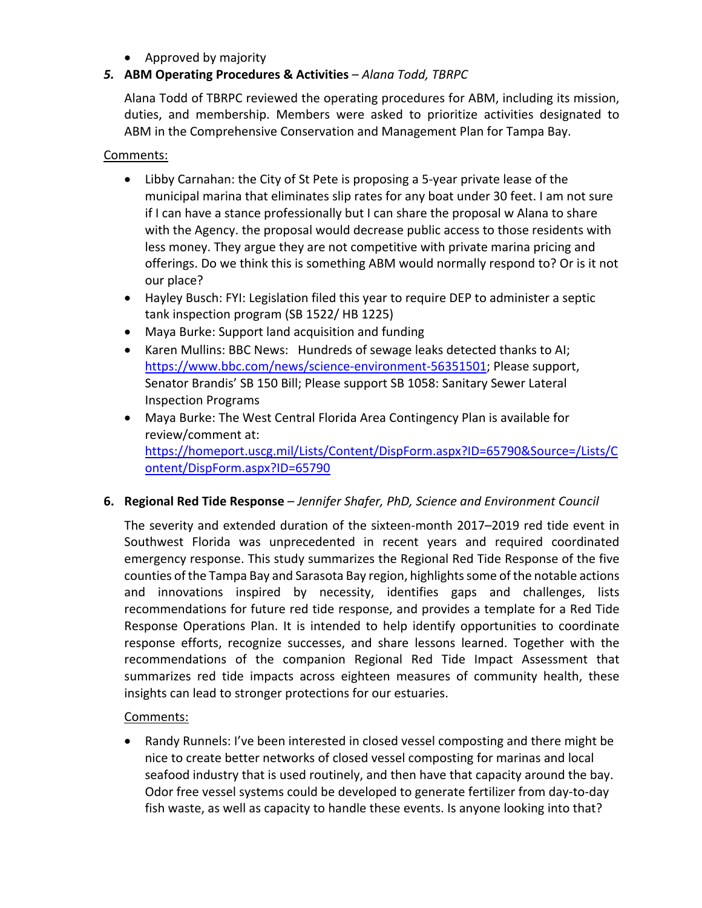- Approved by majority

5. **ABM Operating Procedures & Activities** – *Alana Todd, TBRPC*

   Alana Todd of TBRPC reviewed the operating procedures for ABM, including its mission, duties, and membership. Members were asked to prioritize activities designated to ABM in the Comprehensive Conservation and Management Plan for Tampa Bay.

   Comments:

   - Libby Carnahan: the City of St Pete is proposing a 5-year private lease of the municipal marina that eliminates slip rates for any boat under 30 feet. I am not sure if I can have a stance professionally but I can share the proposal w Alana to share with the Agency. the proposal would decrease public access to those residents with less money. They argue they are not competitive with private marina pricing and offerings. Do we think this is something ABM would normally respond to? Or is it not our place?
   - Hayley Busch: FYI: Legislation filed this year to require DEP to administer a septic tank inspection program (SB 1522/ HB 1225)
   - Maya Burke: Support land acquisition and funding
   - Karen Mullins: BBC News: Hundreds of sewage leaks detected thanks to AI; https://www.bbc.com/news/science-environment-56351501; Please support, Senator Brandis' SB 150 Bill; Please support SB 1058: Sanitary Sewer Lateral Inspection Programs
   - Maya Burke: The West Central Florida Area Contingency Plan is available for review/comment at: https://homeport.uscg.mil/Lists/Content/DispForm.aspx?ID=65790&Source=/Lists/Content/DispForm.aspx?ID=65790

6. **Regional Red Tide Response** – *Jennifer Shafer, PhD, Science and Environment Council*

   The severity and extended duration of the sixteen-month 2017–2019 red tide event in Southwest Florida was unprecedented in recent years and required coordinated emergency response. This study summarizes the Regional Red Tide Response of the five counties of the Tampa Bay and Sarasota Bay region, highlights some of the notable actions and innovations inspired by necessity, identifies gaps and challenges, lists recommendations for future red tide response, and provides a template for a Red Tide Response Operations Plan. It is intended to help identify opportunities to coordinate response efforts, recognize successes, and share lessons learned. Together with the recommendations of the companion Regional Red Tide Impact Assessment that summarizes red tide impacts across eighteen measures of community health, these insights can lead to stronger protections for our estuaries.

   Comments:

   - Randy Runnels: I've been interested in closed vessel composting and there might be nice to create better networks of closed vessel composting for marinas and local seafood industry that is used routinely, and then have that capacity around the bay. Odor free vessel systems could be developed to generate fertilizer from day-to-day fish waste, as well as capacity to handle these events. Is anyone looking into that?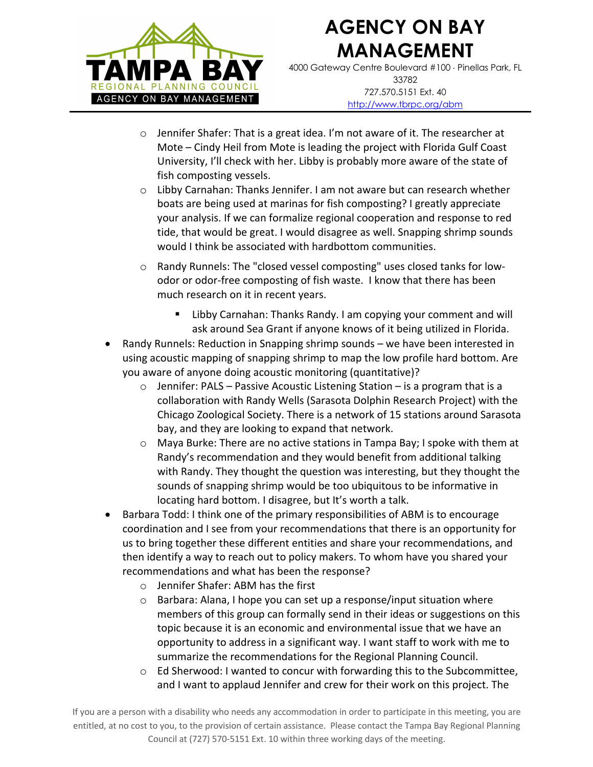- Jennifer Shafer: That is a great idea. I'm not aware of it. The researcher at Mote – Cindy Heil from Mote is leading the project with Florida Gulf Coast University, I'll check with her. Libby is probably more aware of the state of fish composting vessels.
    - Libby Carnahan: Thanks Jennifer. I am not aware but can research whether boats are being used at marinas for fish composting? I greatly appreciate your analysis. If we can formalize regional cooperation and response to red tide, that would be great. I would disagree as well. Snapping shrimp sounds would I think be associated with hardbottom communities.
    - Randy Runnels: The "closed vessel composting" uses closed tanks for low-odor or odor-free composting of fish waste. I know that there has been much research on it in recent years.
        - Libby Carnahan: Thanks Randy. I am copying your comment and will ask around Sea Grant if anyone knows of it being utilized in Florida.
- Randy Runnels: Reduction in Snapping shrimp sounds – we have been interested in using acoustic mapping of snapping shrimp to map the low profile hard bottom. Are you aware of anyone doing acoustic monitoring (quantitative)?
    - Jennifer: PALS – Passive Acoustic Listening Station – is a program that is a collaboration with Randy Wells (Sarasota Dolphin Research Project) with the Chicago Zoological Society. There is a network of 15 stations around Sarasota bay, and they are looking to expand that network.
    - Maya Burke: There are no active stations in Tampa Bay; I spoke with them at Randy's recommendation and they would benefit from additional talking with Randy. They thought the question was interesting, but they thought the sounds of snapping shrimp would be too ubiquitous to be informative in locating hard bottom. I disagree, but It's worth a talk.
- Barbara Todd: I think one of the primary responsibilities of ABM is to encourage coordination and I see from your recommendations that there is an opportunity for us to bring together these different entities and share your recommendations, and then identify a way to reach out to policy makers. To whom have you shared your recommendations and what has been the response?
    - Jennifer Shafer: ABM has the first
    - Barbara: Alana, I hope you can set up a response/input situation where members of this group can formally send in their ideas or suggestions on this topic because it is an economic and environmental issue that we have an opportunity to address in a significant way. I want staff to work with me to summarize the recommendations for the Regional Planning Council.
    - Ed Sherwood: I wanted to concur with forwarding this to the Subcommittee, and I want to applaud Jennifer and crew for their work on this project. The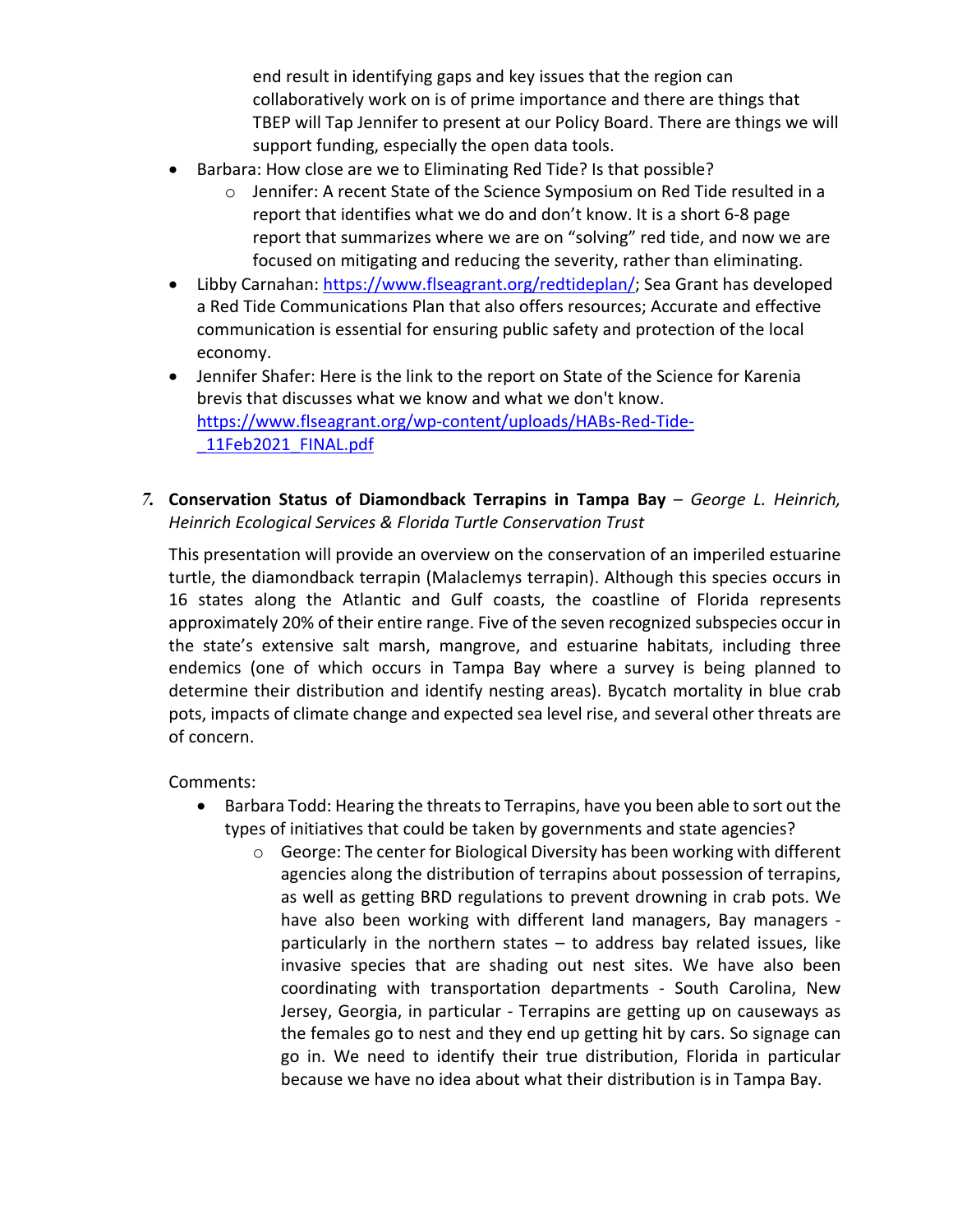end result in identifying gaps and key issues that the region can collaboratively work on is of prime importance and there are things that TBEP will Tap Jennifer to present at our Policy Board. There are things we will support funding, especially the open data tools.

- Barbara: How close are we to Eliminating Red Tide? Is that possible?
  - Jennifer: A recent State of the Science Symposium on Red Tide resulted in a report that identifies what we do and don't know. It is a short 6-8 page report that summarizes where we are on "solving" red tide, and now we are focused on mitigating and reducing the severity, rather than eliminating.
- Libby Carnahan: https://www.flseagrant.org/redtideplan/; Sea Grant has developed a Red Tide Communications Plan that also offers resources; Accurate and effective communication is essential for ensuring public safety and protection of the local economy.
- Jennifer Shafer: Here is the link to the report on State of the Science for Karenia brevis that discusses what we know and what we don't know. https://www.flseagrant.org/wp-content/uploads/HABs-Red-Tide-_11Feb2021_FINAL.pdf

7. **Conservation Status of Diamondback Terrapins in Tampa Bay** – *George L. Heinrich, Heinrich Ecological Services & Florida Turtle Conservation Trust*

This presentation will provide an overview on the conservation of an imperiled estuarine turtle, the diamondback terrapin (Malaclemys terrapin). Although this species occurs in 16 states along the Atlantic and Gulf coasts, the coastline of Florida represents approximately 20% of their entire range. Five of the seven recognized subspecies occur in the state's extensive salt marsh, mangrove, and estuarine habitats, including three endemics (one of which occurs in Tampa Bay where a survey is being planned to determine their distribution and identify nesting areas). Bycatch mortality in blue crab pots, impacts of climate change and expected sea level rise, and several other threats are of concern.

Comments:

- Barbara Todd: Hearing the threats to Terrapins, have you been able to sort out the types of initiatives that could be taken by governments and state agencies?
  - George: The center for Biological Diversity has been working with different agencies along the distribution of terrapins about possession of terrapins, as well as getting BRD regulations to prevent drowning in crab pots. We have also been working with different land managers, Bay managers - particularly in the northern states – to address bay related issues, like invasive species that are shading out nest sites. We have also been coordinating with transportation departments - South Carolina, New Jersey, Georgia, in particular - Terrapins are getting up on causeways as the females go to nest and they end up getting hit by cars. So signage can go in. We need to identify their true distribution, Florida in particular because we have no idea about what their distribution is in Tampa Bay.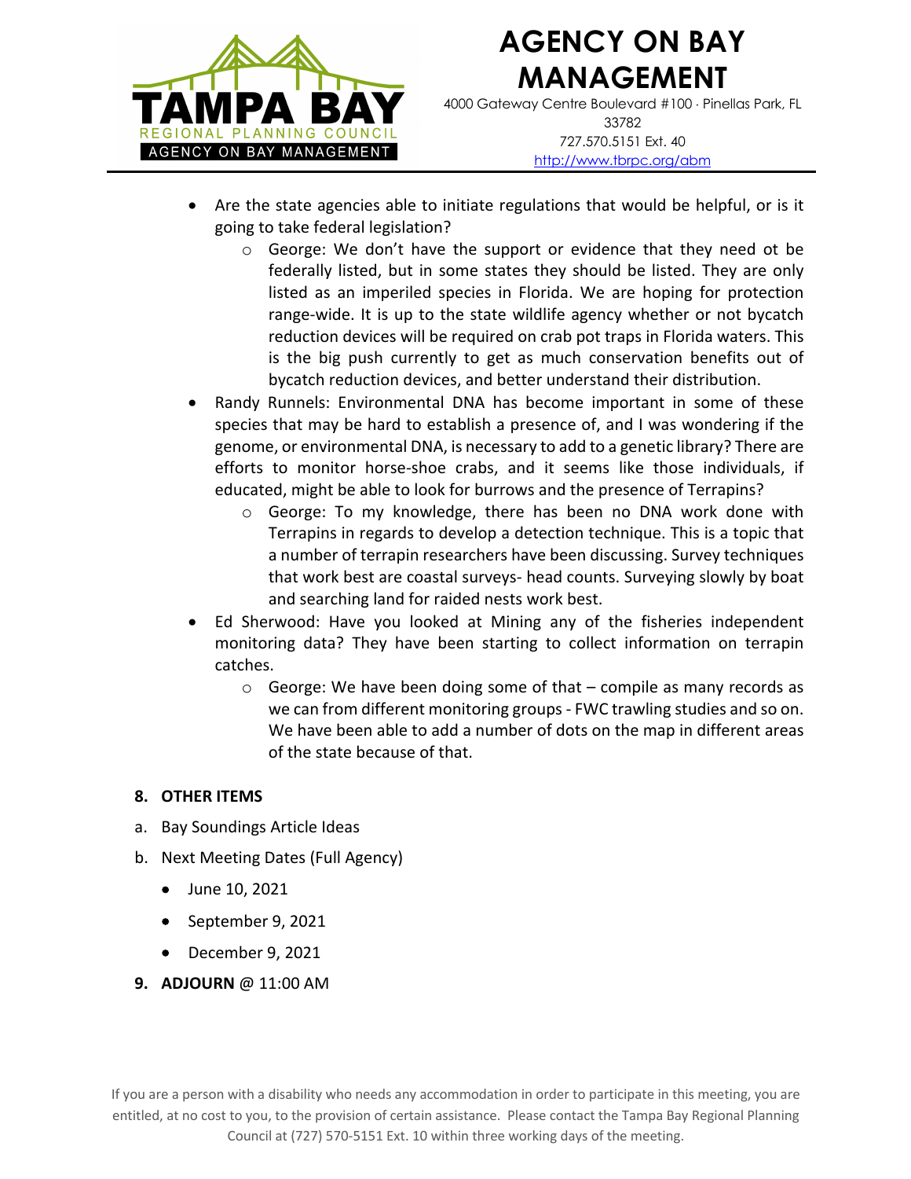- Are the state agencies able to initiate regulations that would be helpful, or is it going to take federal legislation?
    - George: We don't have the support or evidence that they need ot be federally listed, but in some states they should be listed. They are only listed as an imperiled species in Florida. We are hoping for protection range-wide. It is up to the state wildlife agency whether or not bycatch reduction devices will be required on crab pot traps in Florida waters. This is the big push currently to get as much conservation benefits out of bycatch reduction devices, and better understand their distribution.
- Randy Runnels: Environmental DNA has become important in some of these species that may be hard to establish a presence of, and I was wondering if the genome, or environmental DNA, is necessary to add to a genetic library? There are efforts to monitor horse-shoe crabs, and it seems like those individuals, if educated, might be able to look for burrows and the presence of Terrapins?
    - George: To my knowledge, there has been no DNA work done with Terrapins in regards to develop a detection technique. This is a topic that a number of terrapin researchers have been discussing. Survey techniques that work best are coastal surveys- head counts. Surveying slowly by boat and searching land for raided nests work best.
- Ed Sherwood: Have you looked at Mining any of the fisheries independent monitoring data? They have been starting to collect information on terrapin catches.
    - George: We have been doing some of that – compile as many records as we can from different monitoring groups - FWC trawling studies and so on. We have been able to add a number of dots on the map in different areas of the state because of that.

**8. OTHER ITEMS**

a. Bay Soundings Article Ideas

b. Next Meeting Dates (Full Agency)

- June 10, 2021
- September 9, 2021
- December 9, 2021

**9. ADJOURN** @ 11:00 AM

If you are a person with a disability who needs any accommodation in order to participate in this meeting, you are entitled, at no cost to you, to the provision of certain assistance. Please contact the Tampa Bay Regional Planning Council at (727) 570-5151 Ext. 10 within three working days of the meeting.